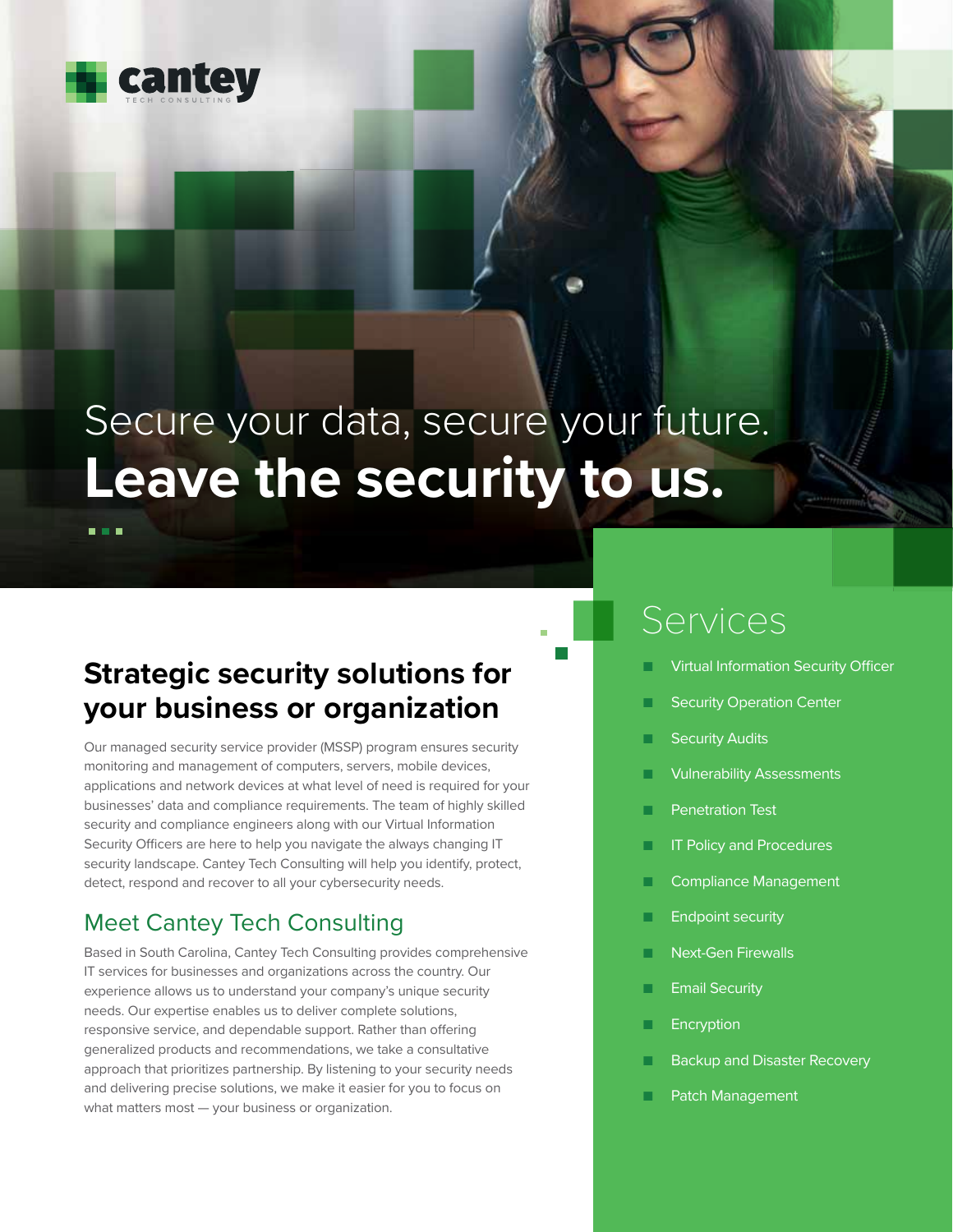cantey
TECH CONSULTING

# Secure your data, secure your future. **Leave the security to us.**

## Strategic security solutions for your business or organization

Our managed security service provider (MSSP) program ensures security monitoring and management of computers, servers, mobile devices, applications and network devices at what level of need is required for your businesses' data and compliance requirements. The team of highly skilled security and compliance engineers along with our Virtual Information Security Officers are here to help you navigate the always changing IT security landscape. Cantey Tech Consulting will help you identify, protect, detect, respond and recover to all your cybersecurity needs.

### Meet Cantey Tech Consulting

Based in South Carolina, Cantey Tech Consulting provides comprehensive IT services for businesses and organizations across the country. Our experience allows us to understand your company's unique security needs. Our expertise enables us to deliver complete solutions, responsive service, and dependable support. Rather than offering generalized products and recommendations, we take a consultative approach that prioritizes partnership. By listening to your security needs and delivering precise solutions, we make it easier for you to focus on what matters most — your business or organization.

## Services

- Virtual Information Security Officer
- Security Operation Center
- Security Audits
- Vulnerability Assessments
- Penetration Test
- IT Policy and Procedures
- Compliance Management
- Endpoint security
- Next-Gen Firewalls
- Email Security
- Encryption
- Backup and Disaster Recovery
- Patch Management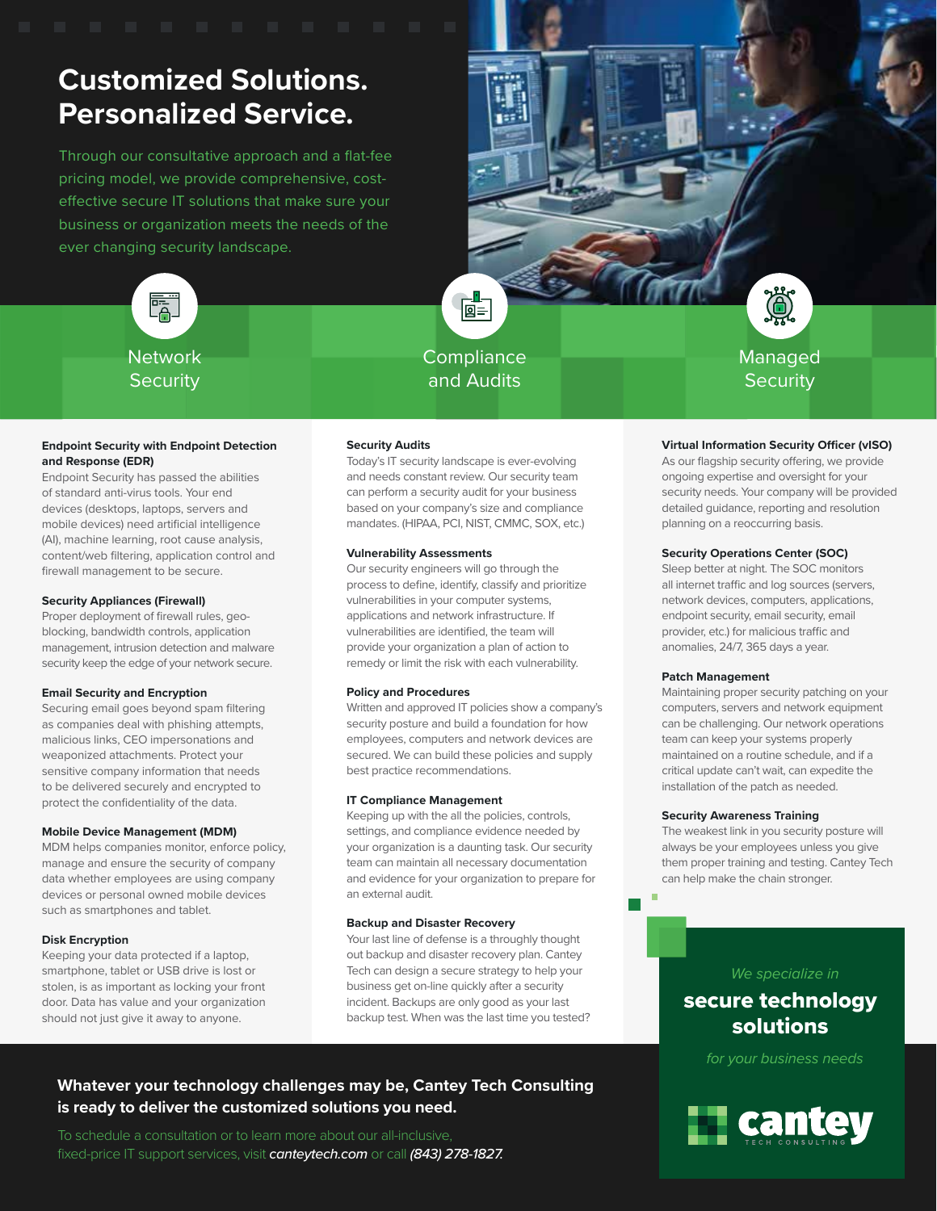# Customized Solutions. Personalized Service.

Through our consultative approach and a flat-fee pricing model, we provide comprehensive, cost-effective secure IT solutions that make sure your business or organization meets the needs of the ever changing security landscape.

## Network Security

**Endpoint Security with Endpoint Detection and Response (EDR)**
Endpoint Security has passed the abilities of standard anti-virus tools. Your end devices (desktops, laptops, servers and mobile devices) need artificial intelligence (AI), machine learning, root cause analysis, content/web filtering, application control and firewall management to be secure.

**Security Appliances (Firewall)**
Proper deployment of firewall rules, geo-blocking, bandwidth controls, application management, intrusion detection and malware security keep the edge of your network secure.

**Email Security and Encryption**
Securing email goes beyond spam filtering as companies deal with phishing attempts, malicious links, CEO impersonations and weaponized attachments. Protect your sensitive company information that needs to be delivered securely and encrypted to protect the confidentiality of the data.

**Mobile Device Management (MDM)**
MDM helps companies monitor, enforce policy, manage and ensure the security of company data whether employees are using company devices or personal owned mobile devices such as smartphones and tablet.

**Disk Encryption**
Keeping your data protected if a laptop, smartphone, tablet or USB drive is lost or stolen, is as important as locking your front door. Data has value and your organization should not just give it away to anyone.

## Compliance and Audits

**Security Audits**
Today's IT security landscape is ever-evolving and needs constant review. Our security team can perform a security audit for your business based on your company's size and compliance mandates. (HIPAA, PCI, NIST, CMMC, SOX, etc.)

**Vulnerability Assessments**
Our security engineers will go through the process to define, identify, classify and prioritize vulnerabilities in your computer systems, applications and network infrastructure. If vulnerabilities are identified, the team will provide your organization a plan of action to remedy or limit the risk with each vulnerability.

**Policy and Procedures**
Written and approved IT policies show a company's security posture and build a foundation for how employees, computers and network devices are secured. We can build these policies and supply best practice recommendations.

**IT Compliance Management**
Keeping up with the all the policies, controls, settings, and compliance evidence needed by your organization is a daunting task. Our security team can maintain all necessary documentation and evidence for your organization to prepare for an external audit.

**Backup and Disaster Recovery**
Your last line of defense is a throughly thought out backup and disaster recovery plan. Cantey Tech can design a secure strategy to help your business get on-line quickly after a security incident. Backups are only good as your last backup test. When was the last time you tested?

## Managed Security

**Virtual Information Security Officer (vISO)**
As our flagship security offering, we provide ongoing expertise and oversight for your security needs. Your company will be provided detailed guidance, reporting and resolution planning on a reoccurring basis.

**Security Operations Center (SOC)**
Sleep better at night. The SOC monitors all internet traffic and log sources (servers, network devices, computers, applications, endpoint security, email security, email provider, etc.) for malicious traffic and anomalies, 24/7, 365 days a year.

**Patch Management**
Maintaining proper security patching on your computers, servers and network equipment can be challenging. Our network operations team can keep your systems properly maintained on a routine schedule, and if a critical update can't wait, can expedite the installation of the patch as needed.

**Security Awareness Training**
The weakest link in you security posture will always be your employees unless you give them proper training and testing. Cantey Tech can help make the chain stronger.

*We specialize in*
**secure technology solutions**
*for your business needs*

**Whatever your technology challenges may be, Cantey Tech Consulting is ready to deliver the customized solutions you need.**

To schedule a consultation or to learn more about our all-inclusive, fixed-price IT support services, visit *canteytech.com* or call *(843) 278-1827.*

cantey
TECH CONSULTING